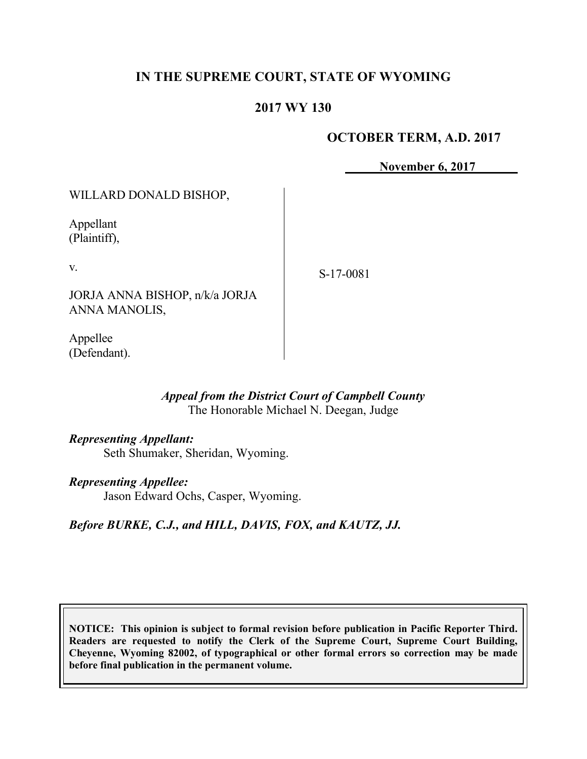# IN THE SUPREME COURT, STATE OF WYOMING

## 2017 WY 130

**OCTOBER TERM, A.D. 2017**

**November 6, 2017**

WILLARD DONALD BISHOP,

Appellant
(Plaintiff),

v.

JORJA ANNA BISHOP, n/k/a JORJA ANNA MANOLIS,

Appellee
(Defendant).

S-17-0081

*Appeal from the District Court of Campbell County*
The Honorable Michael N. Deegan, Judge

***Representing Appellant:***
Seth Shumaker, Sheridan, Wyoming.

***Representing Appellee:***
Jason Edward Ochs, Casper, Wyoming.

***Before BURKE, C.J., and HILL, DAVIS, FOX, and KAUTZ, JJ.***

**NOTICE: This opinion is subject to formal revision before publication in Pacific Reporter Third. Readers are requested to notify the Clerk of the Supreme Court, Supreme Court Building, Cheyenne, Wyoming 82002, of typographical or other formal errors so correction may be made before final publication in the permanent volume.**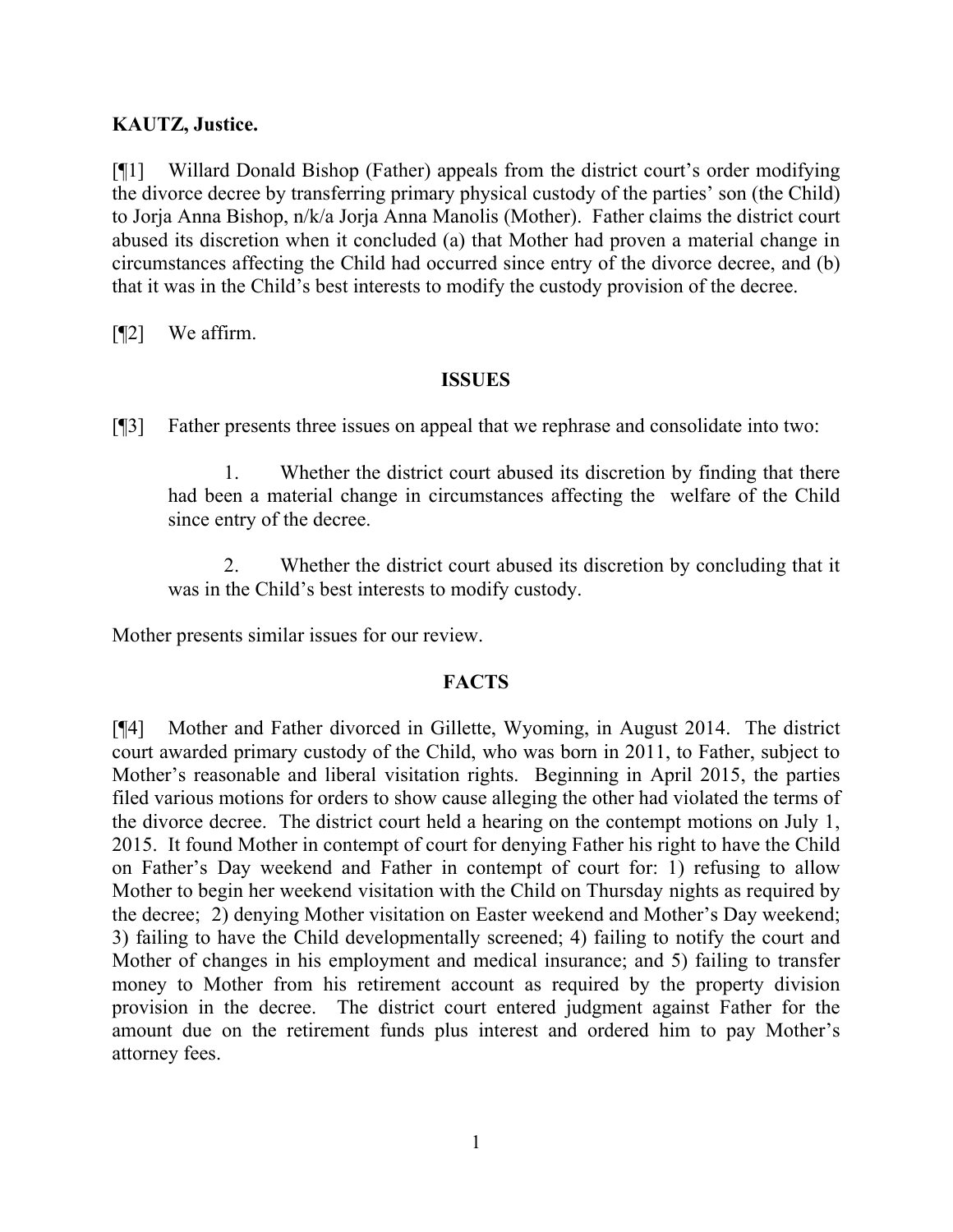**KAUTZ, Justice.**

[¶1] Willard Donald Bishop (Father) appeals from the district court's order modifying the divorce decree by transferring primary physical custody of the parties' son (the Child) to Jorja Anna Bishop, n/k/a Jorja Anna Manolis (Mother). Father claims the district court abused its discretion when it concluded (a) that Mother had proven a material change in circumstances affecting the Child had occurred since entry of the divorce decree, and (b) that it was in the Child's best interests to modify the custody provision of the decree.

[¶2] We affirm.

**ISSUES**

[¶3] Father presents three issues on appeal that we rephrase and consolidate into two:

> 1. Whether the district court abused its discretion by finding that there had been a material change in circumstances affecting the welfare of the Child since entry of the decree.
>
> 2. Whether the district court abused its discretion by concluding that it was in the Child's best interests to modify custody.

Mother presents similar issues for our review.

**FACTS**

[¶4] Mother and Father divorced in Gillette, Wyoming, in August 2014. The district court awarded primary custody of the Child, who was born in 2011, to Father, subject to Mother's reasonable and liberal visitation rights. Beginning in April 2015, the parties filed various motions for orders to show cause alleging the other had violated the terms of the divorce decree. The district court held a hearing on the contempt motions on July 1, 2015. It found Mother in contempt of court for denying Father his right to have the Child on Father's Day weekend and Father in contempt of court for: 1) refusing to allow Mother to begin her weekend visitation with the Child on Thursday nights as required by the decree; 2) denying Mother visitation on Easter weekend and Mother's Day weekend; 3) failing to have the Child developmentally screened; 4) failing to notify the court and Mother of changes in his employment and medical insurance; and 5) failing to transfer money to Mother from his retirement account as required by the property division provision in the decree. The district court entered judgment against Father for the amount due on the retirement funds plus interest and ordered him to pay Mother's attorney fees.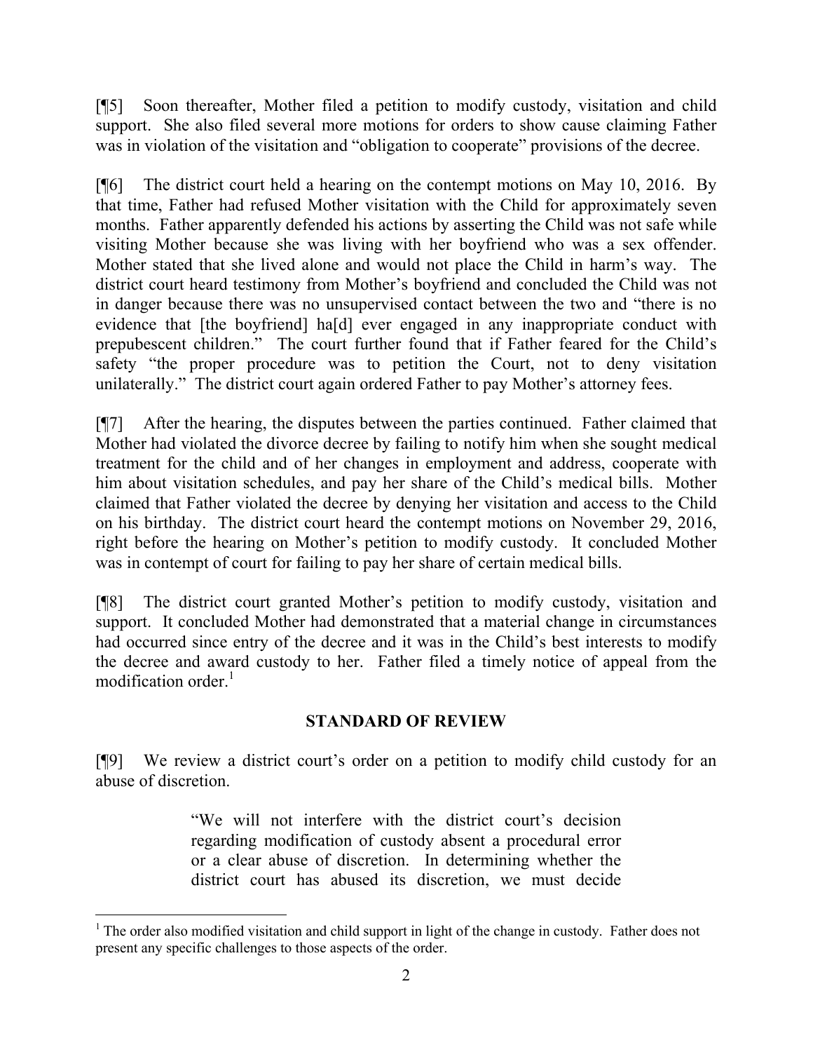[¶5] Soon thereafter, Mother filed a petition to modify custody, visitation and child support. She also filed several more motions for orders to show cause claiming Father was in violation of the visitation and "obligation to cooperate" provisions of the decree.

[¶6] The district court held a hearing on the contempt motions on May 10, 2016. By that time, Father had refused Mother visitation with the Child for approximately seven months. Father apparently defended his actions by asserting the Child was not safe while visiting Mother because she was living with her boyfriend who was a sex offender. Mother stated that she lived alone and would not place the Child in harm's way. The district court heard testimony from Mother's boyfriend and concluded the Child was not in danger because there was no unsupervised contact between the two and "there is no evidence that [the boyfriend] ha[d] ever engaged in any inappropriate conduct with prepubescent children." The court further found that if Father feared for the Child's safety "the proper procedure was to petition the Court, not to deny visitation unilaterally." The district court again ordered Father to pay Mother's attorney fees.

[¶7] After the hearing, the disputes between the parties continued. Father claimed that Mother had violated the divorce decree by failing to notify him when she sought medical treatment for the child and of her changes in employment and address, cooperate with him about visitation schedules, and pay her share of the Child's medical bills. Mother claimed that Father violated the decree by denying her visitation and access to the Child on his birthday. The district court heard the contempt motions on November 29, 2016, right before the hearing on Mother's petition to modify custody. It concluded Mother was in contempt of court for failing to pay her share of certain medical bills.

[¶8] The district court granted Mother's petition to modify custody, visitation and support. It concluded Mother had demonstrated that a material change in circumstances had occurred since entry of the decree and it was in the Child's best interests to modify the decree and award custody to her. Father filed a timely notice of appeal from the modification order.[1]

## STANDARD OF REVIEW

[¶9] We review a district court's order on a petition to modify child custody for an abuse of discretion.

> "We will not interfere with the district court's decision regarding modification of custody absent a procedural error or a clear abuse of discretion. In determining whether the district court has abused its discretion, we must decide

---

[1] The order also modified visitation and child support in light of the change in custody. Father does not present any specific challenges to those aspects of the order.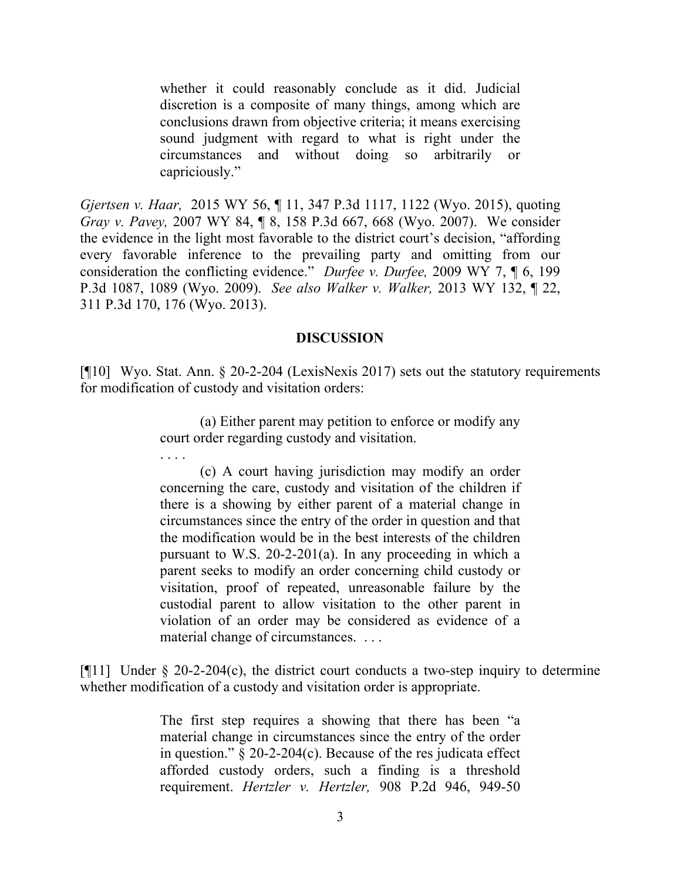> whether it could reasonably conclude as it did. Judicial discretion is a composite of many things, among which are conclusions drawn from objective criteria; it means exercising sound judgment with regard to what is right under the circumstances and without doing so arbitrarily or capriciously."

*Gjertsen v. Haar,* 2015 WY 56, ¶ 11, 347 P.3d 1117, 1122 (Wyo. 2015), quoting *Gray v. Pavey,* 2007 WY 84, ¶ 8, 158 P.3d 667, 668 (Wyo. 2007). We consider the evidence in the light most favorable to the district court's decision, "affording every favorable inference to the prevailing party and omitting from our consideration the conflicting evidence." *Durfee v. Durfee,* 2009 WY 7, ¶ 6, 199 P.3d 1087, 1089 (Wyo. 2009). *See also Walker v. Walker,* 2013 WY 132, ¶ 22, 311 P.3d 170, 176 (Wyo. 2013).

## DISCUSSION

[¶10] Wyo. Stat. Ann. § 20-2-204 (LexisNexis 2017) sets out the statutory requirements for modification of custody and visitation orders:

> (a) Either parent may petition to enforce or modify any court order regarding custody and visitation.
>
> . . . .
>
> (c) A court having jurisdiction may modify an order concerning the care, custody and visitation of the children if there is a showing by either parent of a material change in circumstances since the entry of the order in question and that the modification would be in the best interests of the children pursuant to W.S. 20-2-201(a). In any proceeding in which a parent seeks to modify an order concerning child custody or visitation, proof of repeated, unreasonable failure by the custodial parent to allow visitation to the other parent in violation of an order may be considered as evidence of a material change of circumstances. . . .

[¶11] Under § 20-2-204(c), the district court conducts a two-step inquiry to determine whether modification of a custody and visitation order is appropriate.

> The first step requires a showing that there has been "a material change in circumstances since the entry of the order in question." § 20-2-204(c). Because of the res judicata effect afforded custody orders, such a finding is a threshold requirement. *Hertzler v. Hertzler,* 908 P.2d 946, 949-50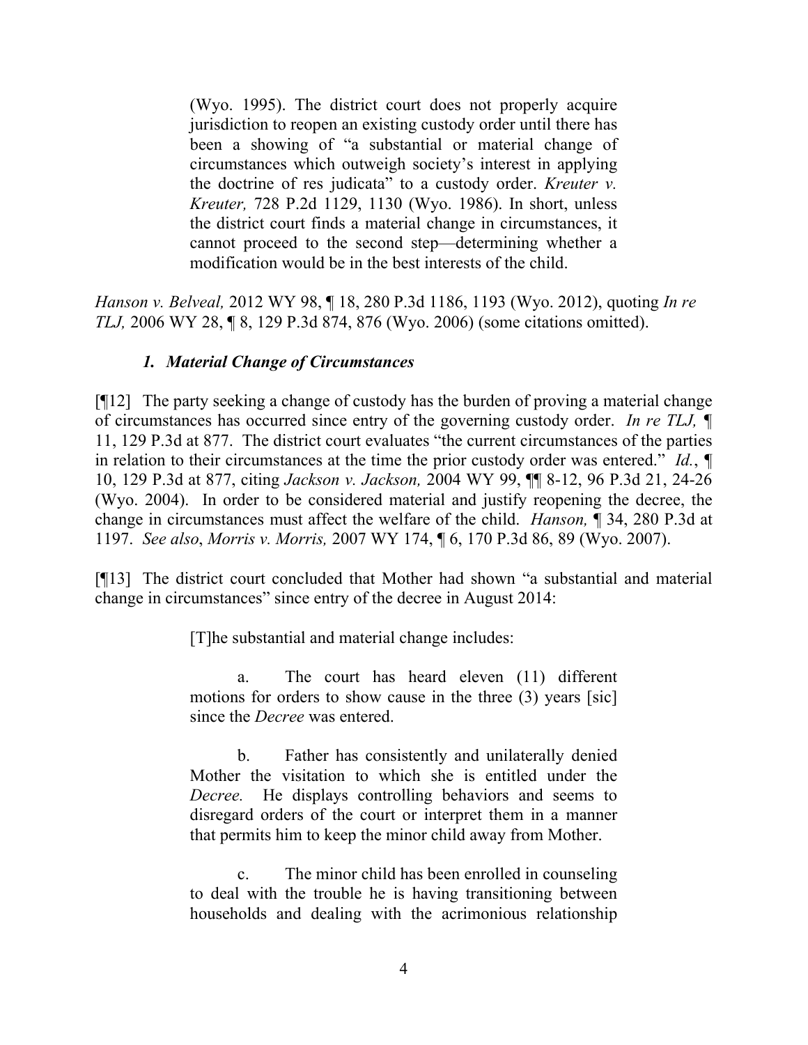> (Wyo. 1995). The district court does not properly acquire jurisdiction to reopen an existing custody order until there has been a showing of "a substantial or material change of circumstances which outweigh society's interest in applying the doctrine of res judicata" to a custody order. *Kreuter v. Kreuter,* 728 P.2d 1129, 1130 (Wyo. 1986). In short, unless the district court finds a material change in circumstances, it cannot proceed to the second step—determining whether a modification would be in the best interests of the child.

*Hanson v. Belveal,* 2012 WY 98, ¶ 18, 280 P.3d 1186, 1193 (Wyo. 2012), quoting *In re TLJ,* 2006 WY 28, ¶ 8, 129 P.3d 874, 876 (Wyo. 2006) (some citations omitted).

### *1. Material Change of Circumstances*

[¶12] The party seeking a change of custody has the burden of proving a material change of circumstances has occurred since entry of the governing custody order. *In re TLJ,* ¶ 11, 129 P.3d at 877. The district court evaluates "the current circumstances of the parties in relation to their circumstances at the time the prior custody order was entered." *Id.*, ¶ 10, 129 P.3d at 877, citing *Jackson v. Jackson,* 2004 WY 99, ¶¶ 8-12, 96 P.3d 21, 24-26 (Wyo. 2004). In order to be considered material and justify reopening the decree, the change in circumstances must affect the welfare of the child. *Hanson,* ¶ 34, 280 P.3d at 1197. *See also*, *Morris v. Morris,* 2007 WY 174, ¶ 6, 170 P.3d 86, 89 (Wyo. 2007).

[¶13] The district court concluded that Mother had shown "a substantial and material change in circumstances" since entry of the decree in August 2014:

> [T]he substantial and material change includes:
>
> a. The court has heard eleven (11) different motions for orders to show cause in the three (3) years [sic] since the *Decree* was entered.
>
> b. Father has consistently and unilaterally denied Mother the visitation to which she is entitled under the *Decree.* He displays controlling behaviors and seems to disregard orders of the court or interpret them in a manner that permits him to keep the minor child away from Mother.
>
> c. The minor child has been enrolled in counseling to deal with the trouble he is having transitioning between households and dealing with the acrimonious relationship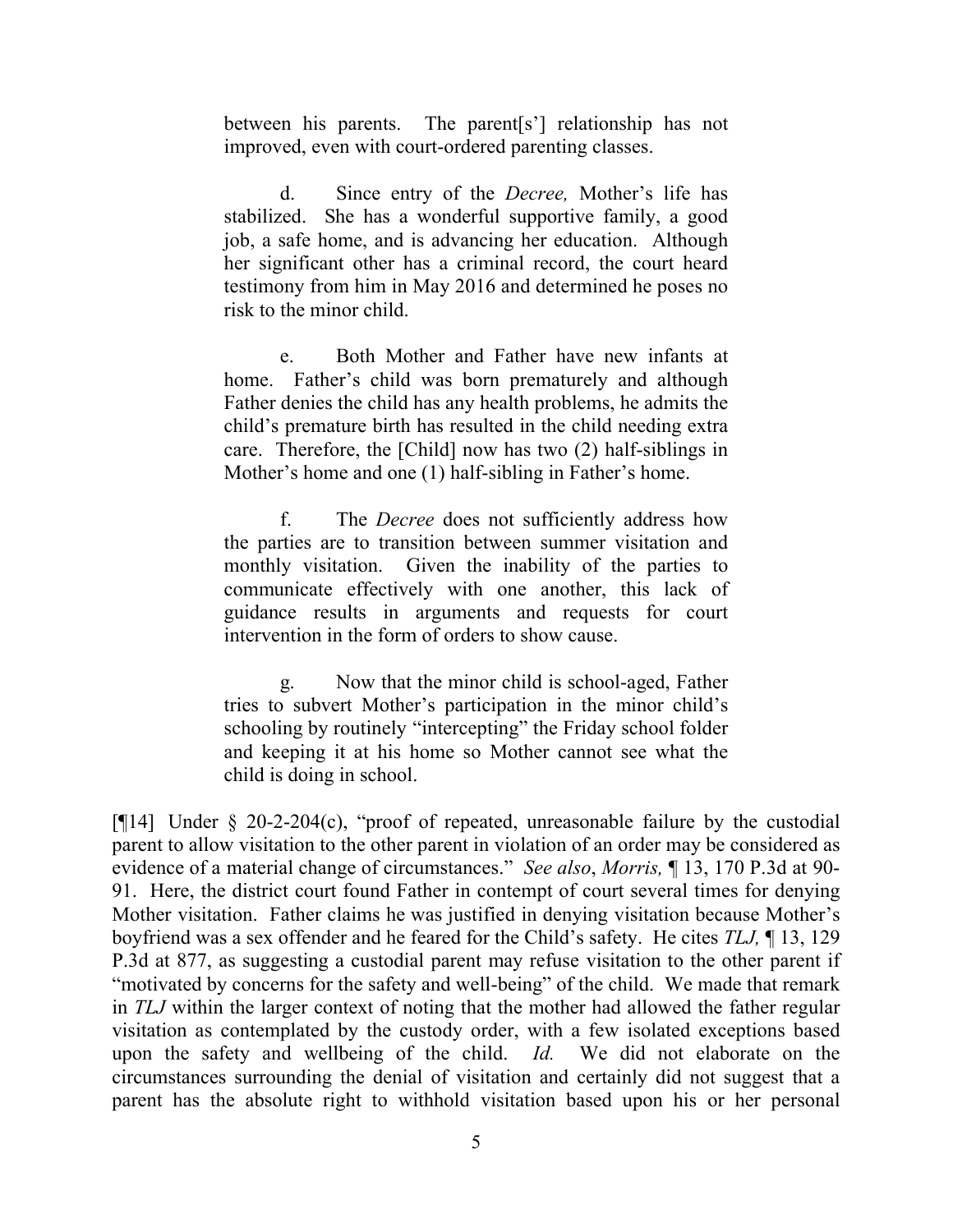> between his parents. The parent[s'] relationship has not improved, even with court-ordered parenting classes.
>
> d. Since entry of the *Decree,* Mother's life has stabilized. She has a wonderful supportive family, a good job, a safe home, and is advancing her education. Although her significant other has a criminal record, the court heard testimony from him in May 2016 and determined he poses no risk to the minor child.
>
> e. Both Mother and Father have new infants at home. Father's child was born prematurely and although Father denies the child has any health problems, he admits the child's premature birth has resulted in the child needing extra care. Therefore, the [Child] now has two (2) half-siblings in Mother's home and one (1) half-sibling in Father's home.
>
> f. The *Decree* does not sufficiently address how the parties are to transition between summer visitation and monthly visitation. Given the inability of the parties to communicate effectively with one another, this lack of guidance results in arguments and requests for court intervention in the form of orders to show cause.
>
> g. Now that the minor child is school-aged, Father tries to subvert Mother's participation in the minor child's schooling by routinely "intercepting" the Friday school folder and keeping it at his home so Mother cannot see what the child is doing in school.

[¶14] Under § 20-2-204(c), "proof of repeated, unreasonable failure by the custodial parent to allow visitation to the other parent in violation of an order may be considered as evidence of a material change of circumstances." *See also*, *Morris,* ¶ 13, 170 P.3d at 90-91. Here, the district court found Father in contempt of court several times for denying Mother visitation. Father claims he was justified in denying visitation because Mother's boyfriend was a sex offender and he feared for the Child's safety. He cites *TLJ,* ¶ 13, 129 P.3d at 877, as suggesting a custodial parent may refuse visitation to the other parent if "motivated by concerns for the safety and well-being" of the child. We made that remark in *TLJ* within the larger context of noting that the mother had allowed the father regular visitation as contemplated by the custody order, with a few isolated exceptions based upon the safety and wellbeing of the child. *Id.* We did not elaborate on the circumstances surrounding the denial of visitation and certainly did not suggest that a parent has the absolute right to withhold visitation based upon his or her personal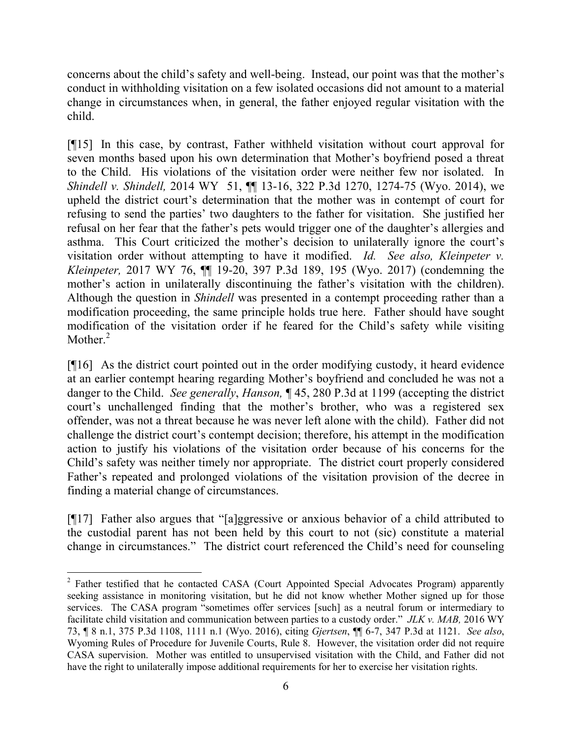concerns about the child's safety and well-being. Instead, our point was that the mother's conduct in withholding visitation on a few isolated occasions did not amount to a material change in circumstances when, in general, the father enjoyed regular visitation with the child.

[¶15] In this case, by contrast, Father withheld visitation without court approval for seven months based upon his own determination that Mother's boyfriend posed a threat to the Child. His violations of the visitation order were neither few nor isolated. In *Shindell v. Shindell,* 2014 WY 51, ¶¶ 13-16, 322 P.3d 1270, 1274-75 (Wyo. 2014), we upheld the district court's determination that the mother was in contempt of court for refusing to send the parties' two daughters to the father for visitation. She justified her refusal on her fear that the father's pets would trigger one of the daughter's allergies and asthma. This Court criticized the mother's decision to unilaterally ignore the court's visitation order without attempting to have it modified. *Id. See also, Kleinpeter v. Kleinpeter,* 2017 WY 76, ¶¶ 19-20, 397 P.3d 189, 195 (Wyo. 2017) (condemning the mother's action in unilaterally discontinuing the father's visitation with the children). Although the question in *Shindell* was presented in a contempt proceeding rather than a modification proceeding, the same principle holds true here. Father should have sought modification of the visitation order if he feared for the Child's safety while visiting Mother.[2]

[¶16] As the district court pointed out in the order modifying custody, it heard evidence at an earlier contempt hearing regarding Mother's boyfriend and concluded he was not a danger to the Child. *See generally*, *Hanson,* ¶ 45, 280 P.3d at 1199 (accepting the district court's unchallenged finding that the mother's brother, who was a registered sex offender, was not a threat because he was never left alone with the child). Father did not challenge the district court's contempt decision; therefore, his attempt in the modification action to justify his violations of the visitation order because of his concerns for the Child's safety was neither timely nor appropriate. The district court properly considered Father's repeated and prolonged violations of the visitation provision of the decree in finding a material change of circumstances.

[¶17] Father also argues that "[a]ggressive or anxious behavior of a child attributed to the custodial parent has not been held by this court to not (sic) constitute a material change in circumstances." The district court referenced the Child's need for counseling

---

[2] Father testified that he contacted CASA (Court Appointed Special Advocates Program) apparently seeking assistance in monitoring visitation, but he did not know whether Mother signed up for those services. The CASA program "sometimes offer services [such] as a neutral forum or intermediary to facilitate child visitation and communication between parties to a custody order." *JLK v. MAB,* 2016 WY 73, ¶ 8 n.1, 375 P.3d 1108, 1111 n.1 (Wyo. 2016), citing *Gjertsen*, ¶¶ 6-7, 347 P.3d at 1121. *See also*, Wyoming Rules of Procedure for Juvenile Courts, Rule 8. However, the visitation order did not require CASA supervision. Mother was entitled to unsupervised visitation with the Child, and Father did not have the right to unilaterally impose additional requirements for her to exercise her visitation rights.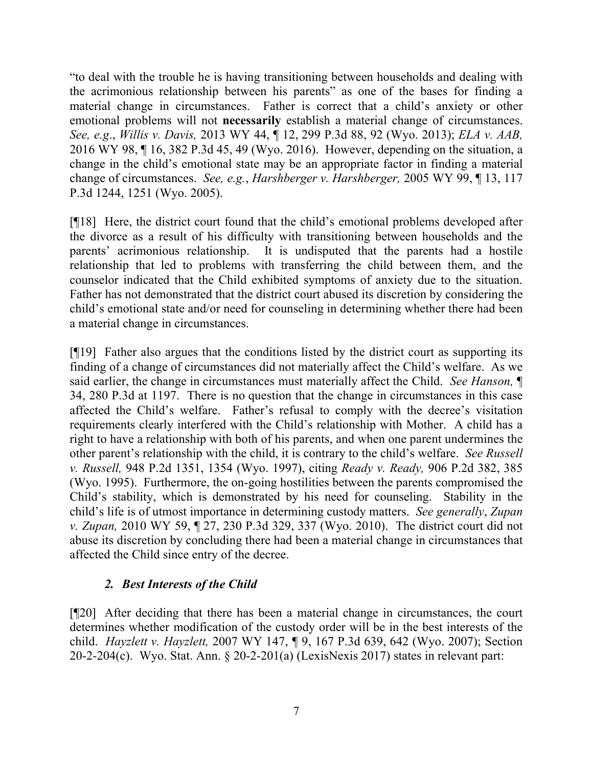"to deal with the trouble he is having transitioning between households and dealing with the acrimonious relationship between his parents" as one of the bases for finding a material change in circumstances. Father is correct that a child's anxiety or other emotional problems will not **necessarily** establish a material change of circumstances. *See, e.g.*, *Willis v. Davis,* 2013 WY 44, ¶ 12, 299 P.3d 88, 92 (Wyo. 2013); *ELA v. AAB,* 2016 WY 98, ¶ 16, 382 P.3d 45, 49 (Wyo. 2016). However, depending on the situation, a change in the child's emotional state may be an appropriate factor in finding a material change of circumstances. *See, e.g.*, *Harshberger v. Harshberger,* 2005 WY 99, ¶ 13, 117 P.3d 1244, 1251 (Wyo. 2005).

[¶18] Here, the district court found that the child's emotional problems developed after the divorce as a result of his difficulty with transitioning between households and the parents' acrimonious relationship. It is undisputed that the parents had a hostile relationship that led to problems with transferring the child between them, and the counselor indicated that the Child exhibited symptoms of anxiety due to the situation. Father has not demonstrated that the district court abused its discretion by considering the child's emotional state and/or need for counseling in determining whether there had been a material change in circumstances.

[¶19] Father also argues that the conditions listed by the district court as supporting its finding of a change of circumstances did not materially affect the Child's welfare. As we said earlier, the change in circumstances must materially affect the Child. *See Hanson,* ¶ 34, 280 P.3d at 1197. There is no question that the change in circumstances in this case affected the Child's welfare. Father's refusal to comply with the decree's visitation requirements clearly interfered with the Child's relationship with Mother. A child has a right to have a relationship with both of his parents, and when one parent undermines the other parent's relationship with the child, it is contrary to the child's welfare. *See Russell v. Russell,* 948 P.2d 1351, 1354 (Wyo. 1997), citing *Ready v. Ready,* 906 P.2d 382, 385 (Wyo. 1995). Furthermore, the on-going hostilities between the parents compromised the Child's stability, which is demonstrated by his need for counseling. Stability in the child's life is of utmost importance in determining custody matters. *See generally*, *Zupan v. Zupan,* 2010 WY 59, ¶ 27, 230 P.3d 329, 337 (Wyo. 2010). The district court did not abuse its discretion by concluding there had been a material change in circumstances that affected the Child since entry of the decree.

### *2. Best Interests of the Child*

[¶20] After deciding that there has been a material change in circumstances, the court determines whether modification of the custody order will be in the best interests of the child. *Hayzlett v. Hayzlett,* 2007 WY 147, ¶ 9, 167 P.3d 639, 642 (Wyo. 2007); Section 20-2-204(c). Wyo. Stat. Ann. § 20-2-201(a) (LexisNexis 2017) states in relevant part: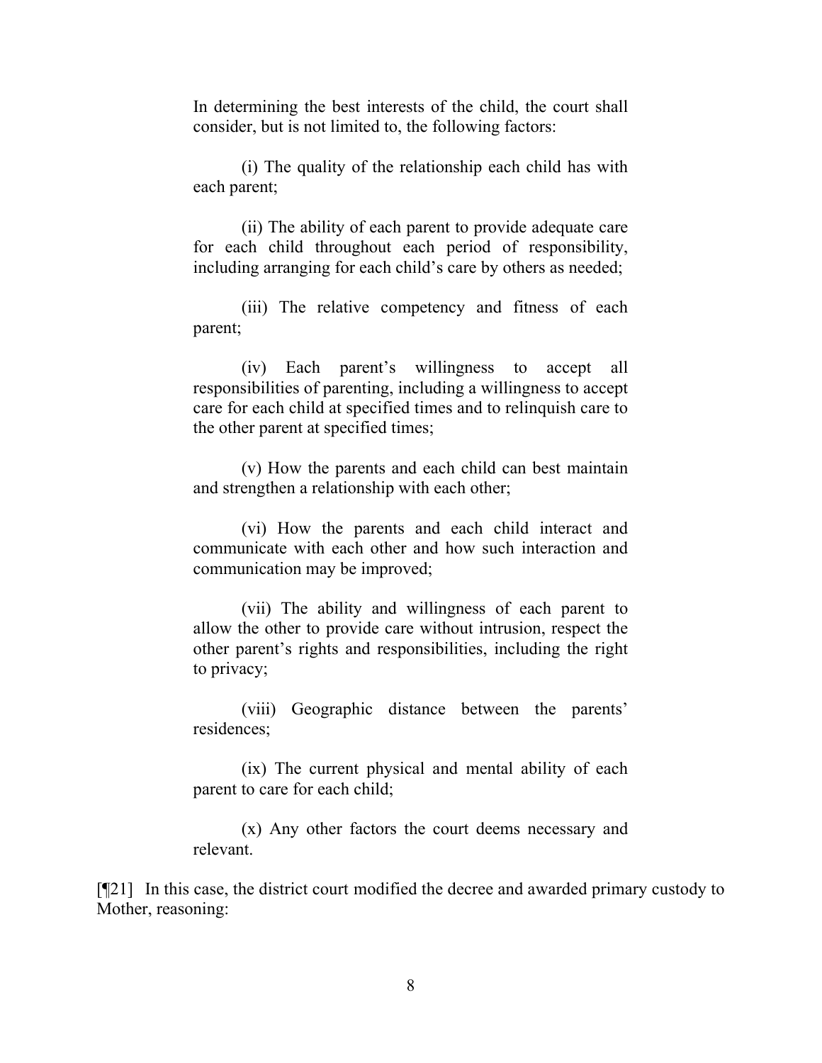> In determining the best interests of the child, the court shall consider, but is not limited to, the following factors:
>
> (i) The quality of the relationship each child has with each parent;
>
> (ii) The ability of each parent to provide adequate care for each child throughout each period of responsibility, including arranging for each child's care by others as needed;
>
> (iii) The relative competency and fitness of each parent;
>
> (iv) Each parent's willingness to accept all responsibilities of parenting, including a willingness to accept care for each child at specified times and to relinquish care to the other parent at specified times;
>
> (v) How the parents and each child can best maintain and strengthen a relationship with each other;
>
> (vi) How the parents and each child interact and communicate with each other and how such interaction and communication may be improved;
>
> (vii) The ability and willingness of each parent to allow the other to provide care without intrusion, respect the other parent's rights and responsibilities, including the right to privacy;
>
> (viii) Geographic distance between the parents' residences;
>
> (ix) The current physical and mental ability of each parent to care for each child;
>
> (x) Any other factors the court deems necessary and relevant.

[¶21] In this case, the district court modified the decree and awarded primary custody to Mother, reasoning: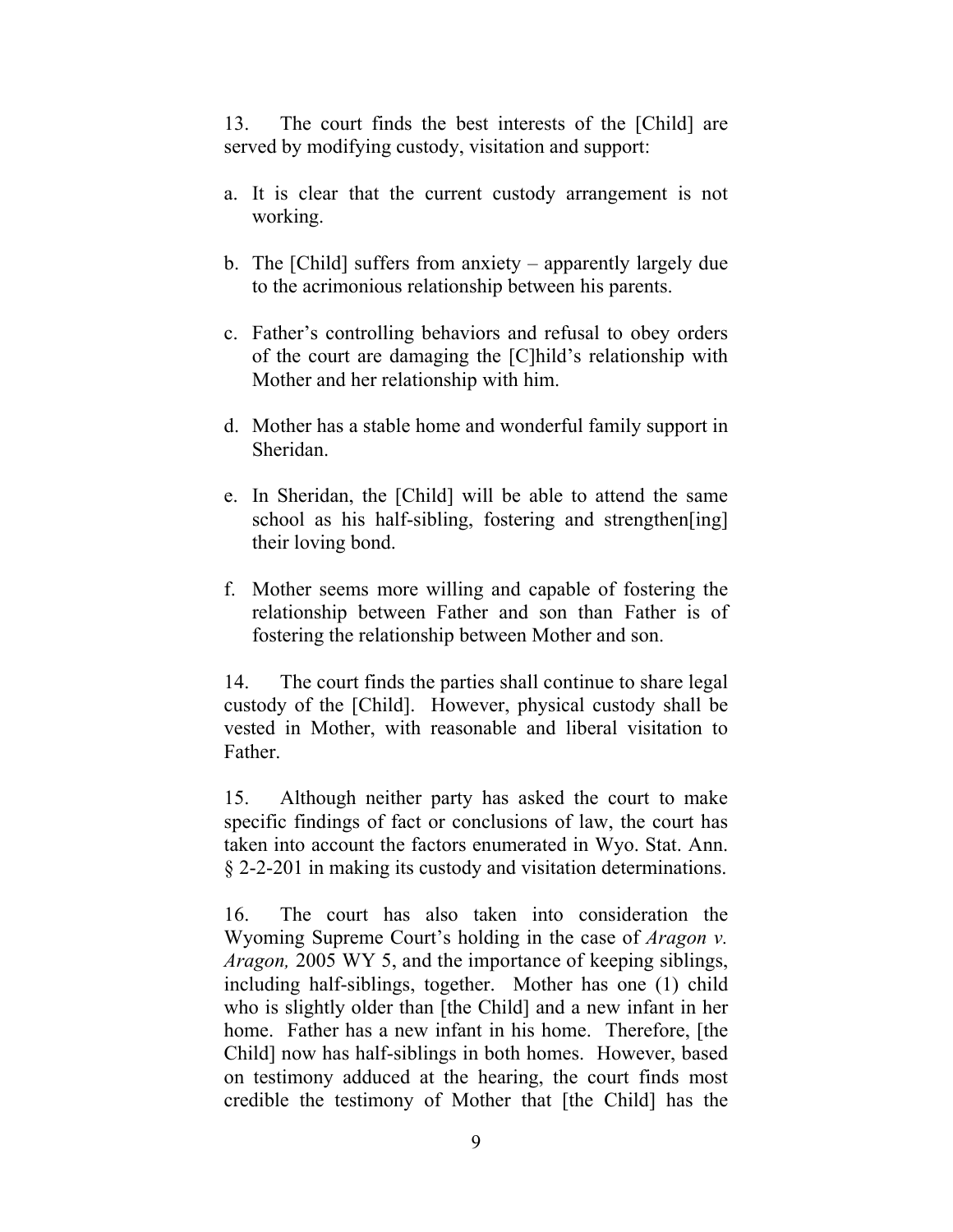13. The court finds the best interests of the [Child] are served by modifying custody, visitation and support:

a. It is clear that the current custody arrangement is not working.

b. The [Child] suffers from anxiety – apparently largely due to the acrimonious relationship between his parents.

c. Father's controlling behaviors and refusal to obey orders of the court are damaging the [C]hild's relationship with Mother and her relationship with him.

d. Mother has a stable home and wonderful family support in Sheridan.

e. In Sheridan, the [Child] will be able to attend the same school as his half-sibling, fostering and strengthen[ing] their loving bond.

f. Mother seems more willing and capable of fostering the relationship between Father and son than Father is of fostering the relationship between Mother and son.

14. The court finds the parties shall continue to share legal custody of the [Child]. However, physical custody shall be vested in Mother, with reasonable and liberal visitation to Father.

15. Although neither party has asked the court to make specific findings of fact or conclusions of law, the court has taken into account the factors enumerated in Wyo. Stat. Ann. § 2-2-201 in making its custody and visitation determinations.

16. The court has also taken into consideration the Wyoming Supreme Court's holding in the case of *Aragon v. Aragon,* 2005 WY 5, and the importance of keeping siblings, including half-siblings, together. Mother has one (1) child who is slightly older than [the Child] and a new infant in her home. Father has a new infant in his home. Therefore, [the Child] now has half-siblings in both homes. However, based on testimony adduced at the hearing, the court finds most credible the testimony of Mother that [the Child] has the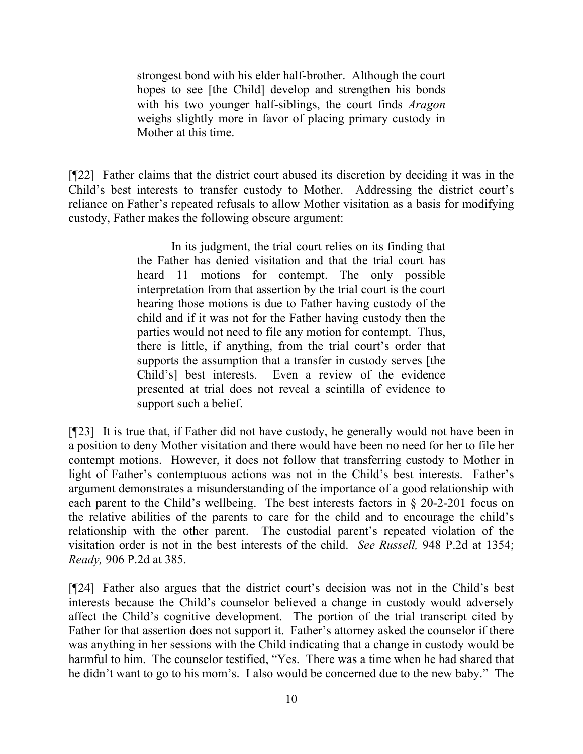> strongest bond with his elder half-brother. Although the court hopes to see [the Child] develop and strengthen his bonds with his two younger half-siblings, the court finds *Aragon* weighs slightly more in favor of placing primary custody in Mother at this time.

[¶22] Father claims that the district court abused its discretion by deciding it was in the Child's best interests to transfer custody to Mother. Addressing the district court's reliance on Father's repeated refusals to allow Mother visitation as a basis for modifying custody, Father makes the following obscure argument:

> In its judgment, the trial court relies on its finding that the Father has denied visitation and that the trial court has heard 11 motions for contempt. The only possible interpretation from that assertion by the trial court is the court hearing those motions is due to Father having custody of the child and if it was not for the Father having custody then the parties would not need to file any motion for contempt. Thus, there is little, if anything, from the trial court's order that supports the assumption that a transfer in custody serves [the Child's] best interests. Even a review of the evidence presented at trial does not reveal a scintilla of evidence to support such a belief.

[¶23] It is true that, if Father did not have custody, he generally would not have been in a position to deny Mother visitation and there would have been no need for her to file her contempt motions. However, it does not follow that transferring custody to Mother in light of Father's contemptuous actions was not in the Child's best interests. Father's argument demonstrates a misunderstanding of the importance of a good relationship with each parent to the Child's wellbeing. The best interests factors in § 20-2-201 focus on the relative abilities of the parents to care for the child and to encourage the child's relationship with the other parent. The custodial parent's repeated violation of the visitation order is not in the best interests of the child. *See Russell,* 948 P.2d at 1354; *Ready,* 906 P.2d at 385.

[¶24] Father also argues that the district court's decision was not in the Child's best interests because the Child's counselor believed a change in custody would adversely affect the Child's cognitive development. The portion of the trial transcript cited by Father for that assertion does not support it. Father's attorney asked the counselor if there was anything in her sessions with the Child indicating that a change in custody would be harmful to him. The counselor testified, "Yes. There was a time when he had shared that he didn't want to go to his mom's. I also would be concerned due to the new baby." The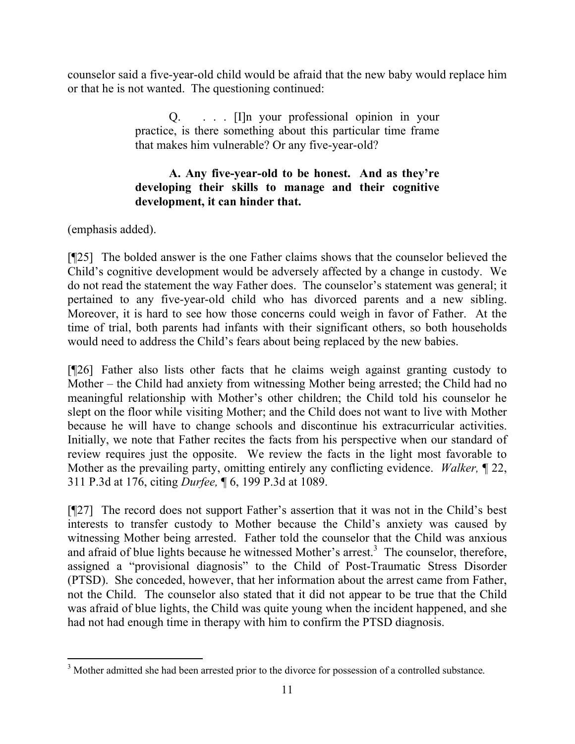counselor said a five-year-old child would be afraid that the new baby would replace him or that he is not wanted. The questioning continued:

> Q. . . . [I]n your professional opinion in your practice, is there something about this particular time frame that makes him vulnerable? Or any five-year-old?
>
> **A. Any five-year-old to be honest. And as they're developing their skills to manage and their cognitive development, it can hinder that.**

(emphasis added).

[¶25] The bolded answer is the one Father claims shows that the counselor believed the Child's cognitive development would be adversely affected by a change in custody. We do not read the statement the way Father does. The counselor's statement was general; it pertained to any five-year-old child who has divorced parents and a new sibling. Moreover, it is hard to see how those concerns could weigh in favor of Father. At the time of trial, both parents had infants with their significant others, so both households would need to address the Child's fears about being replaced by the new babies.

[¶26] Father also lists other facts that he claims weigh against granting custody to Mother – the Child had anxiety from witnessing Mother being arrested; the Child had no meaningful relationship with Mother's other children; the Child told his counselor he slept on the floor while visiting Mother; and the Child does not want to live with Mother because he will have to change schools and discontinue his extracurricular activities. Initially, we note that Father recites the facts from his perspective when our standard of review requires just the opposite. We review the facts in the light most favorable to Mother as the prevailing party, omitting entirely any conflicting evidence. *Walker,* ¶ 22, 311 P.3d at 176, citing *Durfee,* ¶ 6, 199 P.3d at 1089.

[¶27] The record does not support Father's assertion that it was not in the Child's best interests to transfer custody to Mother because the Child's anxiety was caused by witnessing Mother being arrested. Father told the counselor that the Child was anxious and afraid of blue lights because he witnessed Mother's arrest.[3] The counselor, therefore, assigned a "provisional diagnosis" to the Child of Post-Traumatic Stress Disorder (PTSD). She conceded, however, that her information about the arrest came from Father, not the Child. The counselor also stated that it did not appear to be true that the Child was afraid of blue lights, the Child was quite young when the incident happened, and she had not had enough time in therapy with him to confirm the PTSD diagnosis.

---

[3] Mother admitted she had been arrested prior to the divorce for possession of a controlled substance.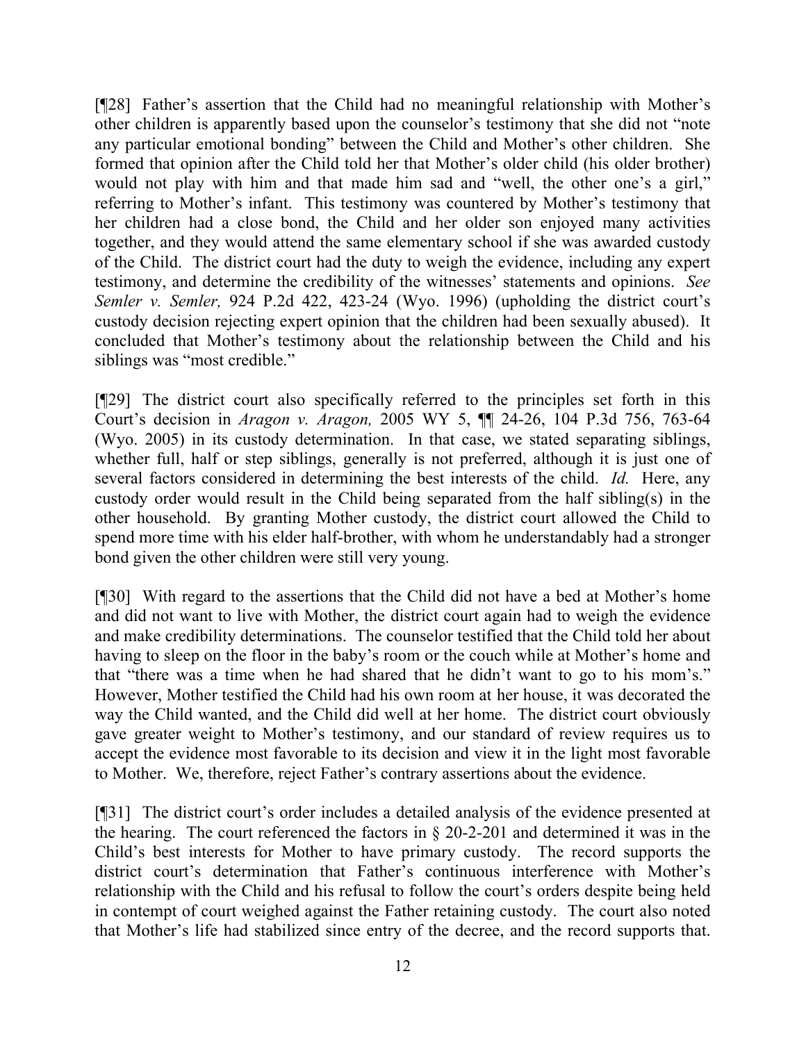[¶28] Father's assertion that the Child had no meaningful relationship with Mother's other children is apparently based upon the counselor's testimony that she did not "note any particular emotional bonding" between the Child and Mother's other children. She formed that opinion after the Child told her that Mother's older child (his older brother) would not play with him and that made him sad and "well, the other one's a girl," referring to Mother's infant. This testimony was countered by Mother's testimony that her children had a close bond, the Child and her older son enjoyed many activities together, and they would attend the same elementary school if she was awarded custody of the Child. The district court had the duty to weigh the evidence, including any expert testimony, and determine the credibility of the witnesses' statements and opinions. *See Semler v. Semler,* 924 P.2d 422, 423-24 (Wyo. 1996) (upholding the district court's custody decision rejecting expert opinion that the children had been sexually abused). It concluded that Mother's testimony about the relationship between the Child and his siblings was "most credible."

[¶29] The district court also specifically referred to the principles set forth in this Court's decision in *Aragon v. Aragon,* 2005 WY 5, ¶¶ 24-26, 104 P.3d 756, 763-64 (Wyo. 2005) in its custody determination. In that case, we stated separating siblings, whether full, half or step siblings, generally is not preferred, although it is just one of several factors considered in determining the best interests of the child. *Id.* Here, any custody order would result in the Child being separated from the half sibling(s) in the other household. By granting Mother custody, the district court allowed the Child to spend more time with his elder half-brother, with whom he understandably had a stronger bond given the other children were still very young.

[¶30] With regard to the assertions that the Child did not have a bed at Mother's home and did not want to live with Mother, the district court again had to weigh the evidence and make credibility determinations. The counselor testified that the Child told her about having to sleep on the floor in the baby's room or the couch while at Mother's home and that "there was a time when he had shared that he didn't want to go to his mom's." However, Mother testified the Child had his own room at her house, it was decorated the way the Child wanted, and the Child did well at her home. The district court obviously gave greater weight to Mother's testimony, and our standard of review requires us to accept the evidence most favorable to its decision and view it in the light most favorable to Mother. We, therefore, reject Father's contrary assertions about the evidence.

[¶31] The district court's order includes a detailed analysis of the evidence presented at the hearing. The court referenced the factors in § 20-2-201 and determined it was in the Child's best interests for Mother to have primary custody. The record supports the district court's determination that Father's continuous interference with Mother's relationship with the Child and his refusal to follow the court's orders despite being held in contempt of court weighed against the Father retaining custody. The court also noted that Mother's life had stabilized since entry of the decree, and the record supports that.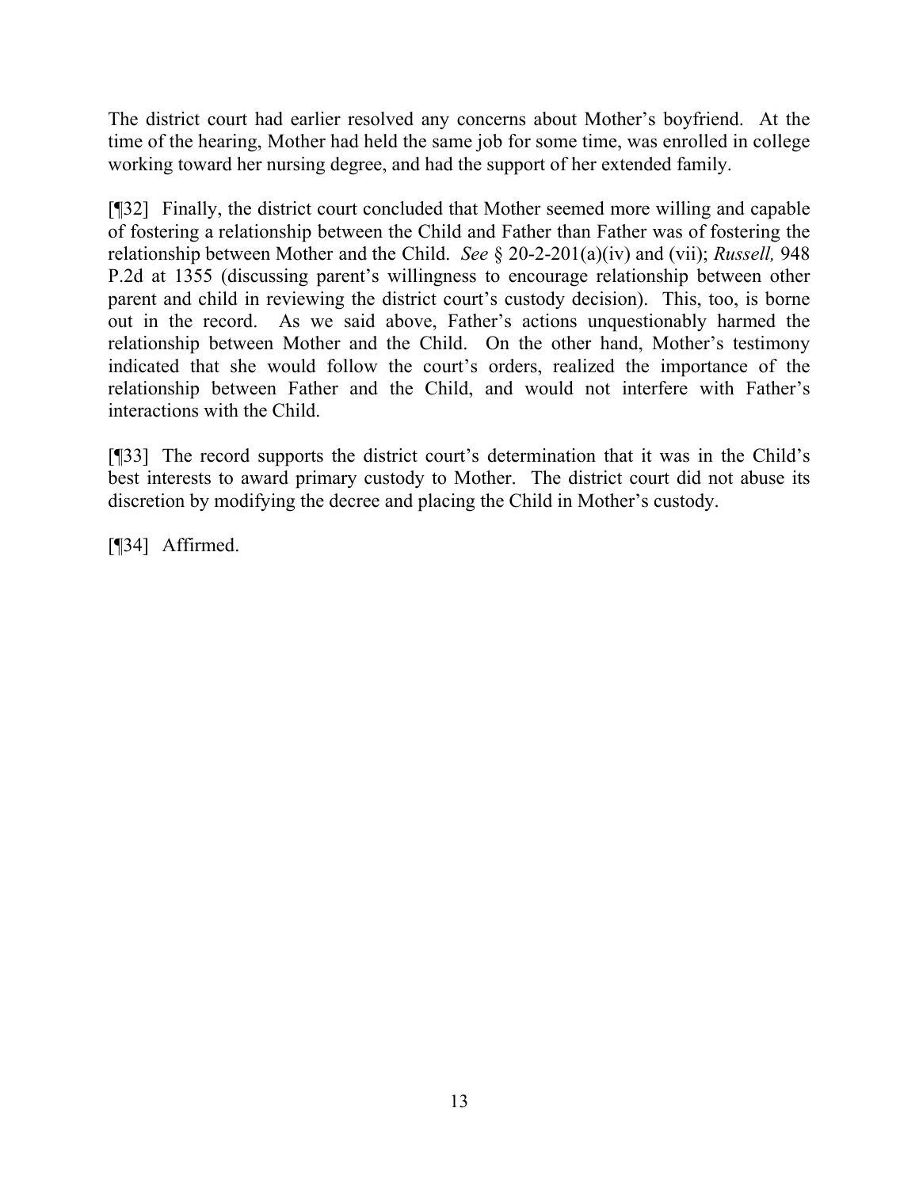The district court had earlier resolved any concerns about Mother's boyfriend. At the time of the hearing, Mother had held the same job for some time, was enrolled in college working toward her nursing degree, and had the support of her extended family.

[¶32] Finally, the district court concluded that Mother seemed more willing and capable of fostering a relationship between the Child and Father than Father was of fostering the relationship between Mother and the Child. *See* § 20-2-201(a)(iv) and (vii); *Russell,* 948 P.2d at 1355 (discussing parent's willingness to encourage relationship between other parent and child in reviewing the district court's custody decision). This, too, is borne out in the record. As we said above, Father's actions unquestionably harmed the relationship between Mother and the Child. On the other hand, Mother's testimony indicated that she would follow the court's orders, realized the importance of the relationship between Father and the Child, and would not interfere with Father's interactions with the Child.

[¶33] The record supports the district court's determination that it was in the Child's best interests to award primary custody to Mother. The district court did not abuse its discretion by modifying the decree and placing the Child in Mother's custody.

[¶34] Affirmed.